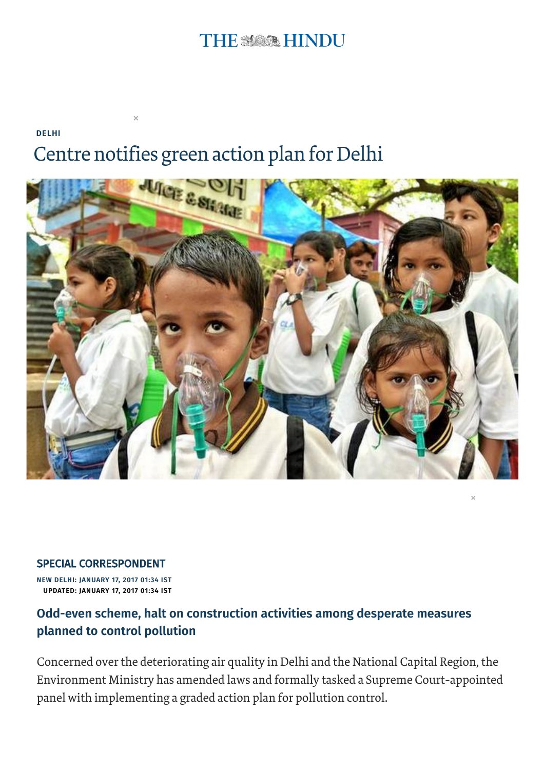DELHI

# Centre notifies green action plan for Delhi

**SPECIAL CORRESPONDENT**

NEW DELHI: JANUARY 17, 2017 01:34 IST
UPDATED: JANUARY 17, 2017 01:34 IST

## Odd-even scheme, halt on construction activities among desperate measures planned to control pollution

Concerned over the deteriorating air quality in Delhi and the National Capital Region, the Environment Ministry has amended laws and formally tasked a Supreme Court-appointed panel with implementing a graded action plan for pollution control.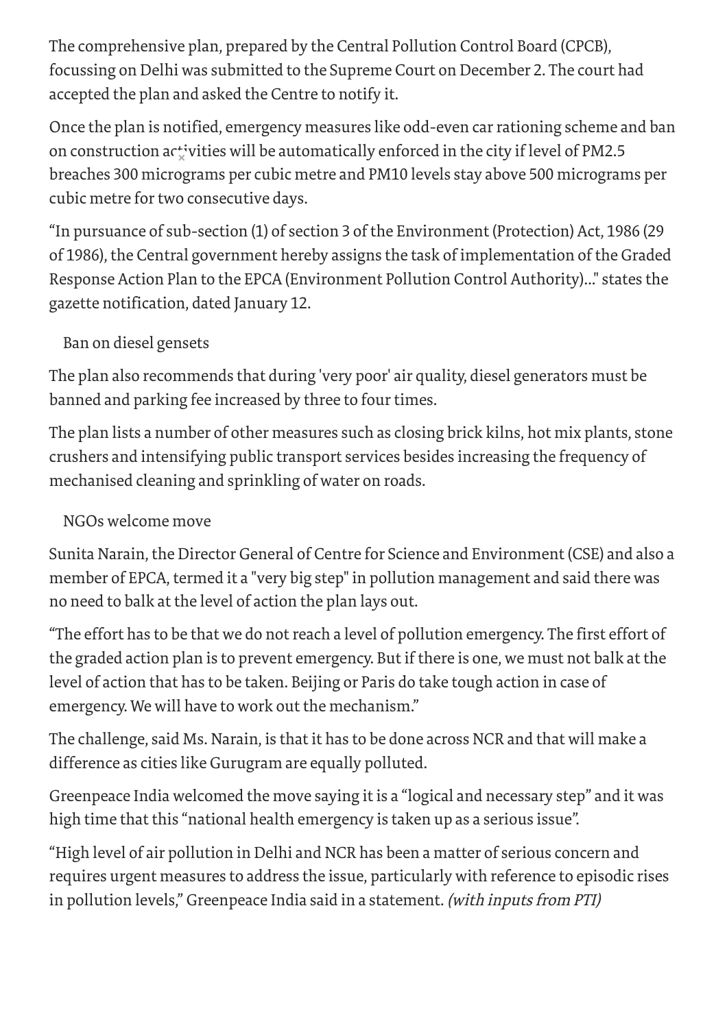The comprehensive plan, prepared by the Central Pollution Control Board (CPCB), focussing on Delhi was submitted to the Supreme Court on December 2. The court had accepted the plan and asked the Centre to notify it.

Once the plan is notified, emergency measures like odd-even car rationing scheme and ban on construction activities will be automatically enforced in the city if level of PM2.5 breaches 300 micrograms per cubic metre and PM10 levels stay above 500 micrograms per cubic metre for two consecutive days.

"In pursuance of sub-section (1) of section 3 of the Environment (Protection) Act, 1986 (29 of 1986), the Central government hereby assigns the task of implementation of the Graded Response Action Plan to the EPCA (Environment Pollution Control Authority)..." states the gazette notification, dated January 12.

### Ban on diesel gensets

The plan also recommends that during 'very poor' air quality, diesel generators must be banned and parking fee increased by three to four times.

The plan lists a number of other measures such as closing brick kilns, hot mix plants, stone crushers and intensifying public transport services besides increasing the frequency of mechanised cleaning and sprinkling of water on roads.

### NGOs welcome move

Sunita Narain, the Director General of Centre for Science and Environment (CSE) and also a member of EPCA, termed it a "very big step" in pollution management and said there was no need to balk at the level of action the plan lays out.

"The effort has to be that we do not reach a level of pollution emergency. The first effort of the graded action plan is to prevent emergency. But if there is one, we must not balk at the level of action that has to be taken. Beijing or Paris do take tough action in case of emergency. We will have to work out the mechanism."

The challenge, said Ms. Narain, is that it has to be done across NCR and that will make a difference as cities like Gurugram are equally polluted.

Greenpeace India welcomed the move saying it is a "logical and necessary step" and it was high time that this "national health emergency is taken up as a serious issue".

"High level of air pollution in Delhi and NCR has been a matter of serious concern and requires urgent measures to address the issue, particularly with reference to episodic rises in pollution levels," Greenpeace India said in a statement. *(with inputs from PTI)*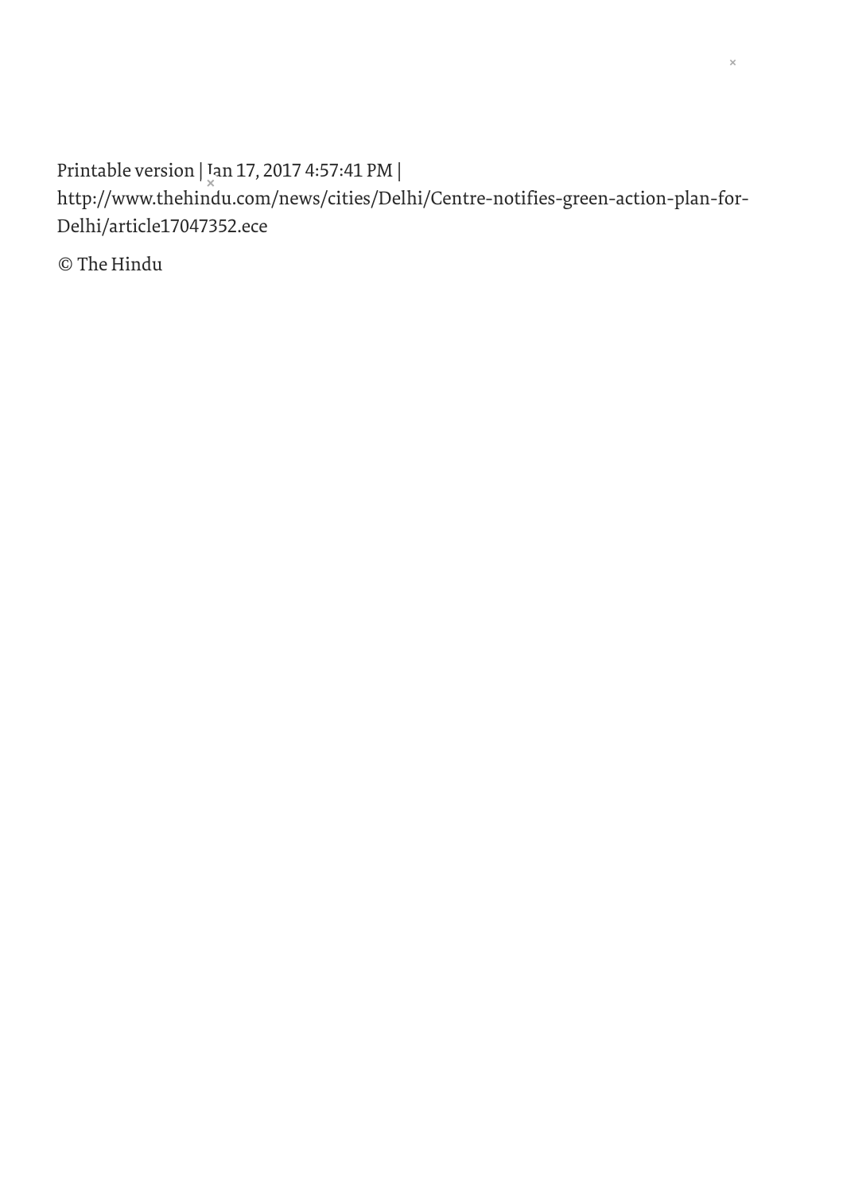Printable version | Jan 17, 2017 4:57:41 PM | http://www.thehindu.com/news/cities/Delhi/Centre-notifies-green-action-plan-for-Delhi/article17047352.ece

© The Hindu